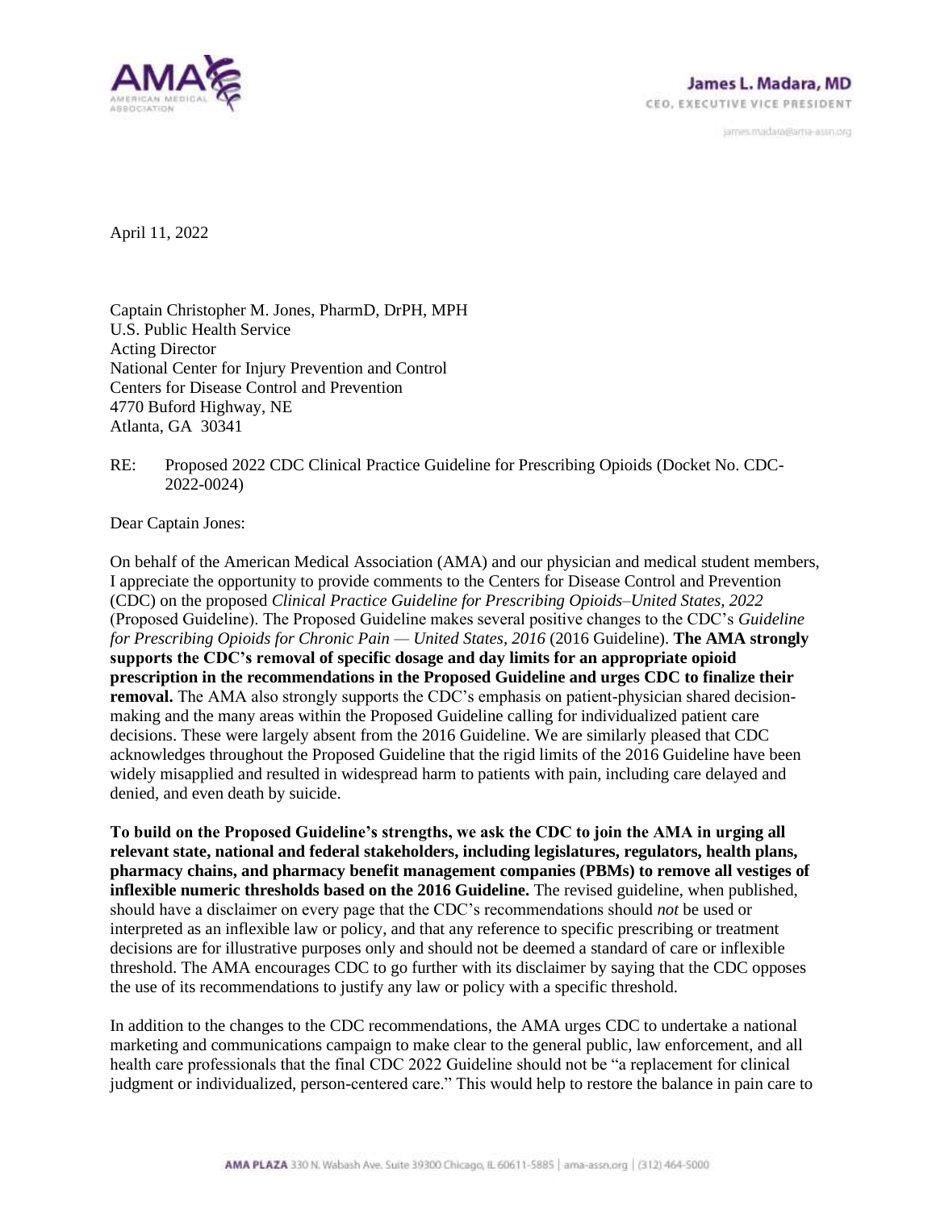**James L. Madara, MD**
CEO, EXECUTIVE VICE PRESIDENT

james.madara@ama-assn.org

April 11, 2022

Captain Christopher M. Jones, PharmD, DrPH, MPH
U.S. Public Health Service
Acting Director
National Center for Injury Prevention and Control
Centers for Disease Control and Prevention
4770 Buford Highway, NE
Atlanta, GA 30341

RE: Proposed 2022 CDC Clinical Practice Guideline for Prescribing Opioids (Docket No. CDC-2022-0024)

Dear Captain Jones:

On behalf of the American Medical Association (AMA) and our physician and medical student members, I appreciate the opportunity to provide comments to the Centers for Disease Control and Prevention (CDC) on the proposed *Clinical Practice Guideline for Prescribing Opioids–United States, 2022* (Proposed Guideline). The Proposed Guideline makes several positive changes to the CDC's *Guideline for Prescribing Opioids for Chronic Pain — United States, 2016* (2016 Guideline). **The AMA strongly supports the CDC's removal of specific dosage and day limits for an appropriate opioid prescription in the recommendations in the Proposed Guideline and urges CDC to finalize their removal.** The AMA also strongly supports the CDC's emphasis on patient-physician shared decision-making and the many areas within the Proposed Guideline calling for individualized patient care decisions. These were largely absent from the 2016 Guideline. We are similarly pleased that CDC acknowledges throughout the Proposed Guideline that the rigid limits of the 2016 Guideline have been widely misapplied and resulted in widespread harm to patients with pain, including care delayed and denied, and even death by suicide.

**To build on the Proposed Guideline's strengths, we ask the CDC to join the AMA in urging all relevant state, national and federal stakeholders, including legislatures, regulators, health plans, pharmacy chains, and pharmacy benefit management companies (PBMs) to remove all vestiges of inflexible numeric thresholds based on the 2016 Guideline.** The revised guideline, when published, should have a disclaimer on every page that the CDC's recommendations should *not* be used or interpreted as an inflexible law or policy, and that any reference to specific prescribing or treatment decisions are for illustrative purposes only and should not be deemed a standard of care or inflexible threshold. The AMA encourages CDC to go further with its disclaimer by saying that the CDC opposes the use of its recommendations to justify any law or policy with a specific threshold.

In addition to the changes to the CDC recommendations, the AMA urges CDC to undertake a national marketing and communications campaign to make clear to the general public, law enforcement, and all health care professionals that the final CDC 2022 Guideline should not be "a replacement for clinical judgment or individualized, person-centered care." This would help to restore the balance in pain care to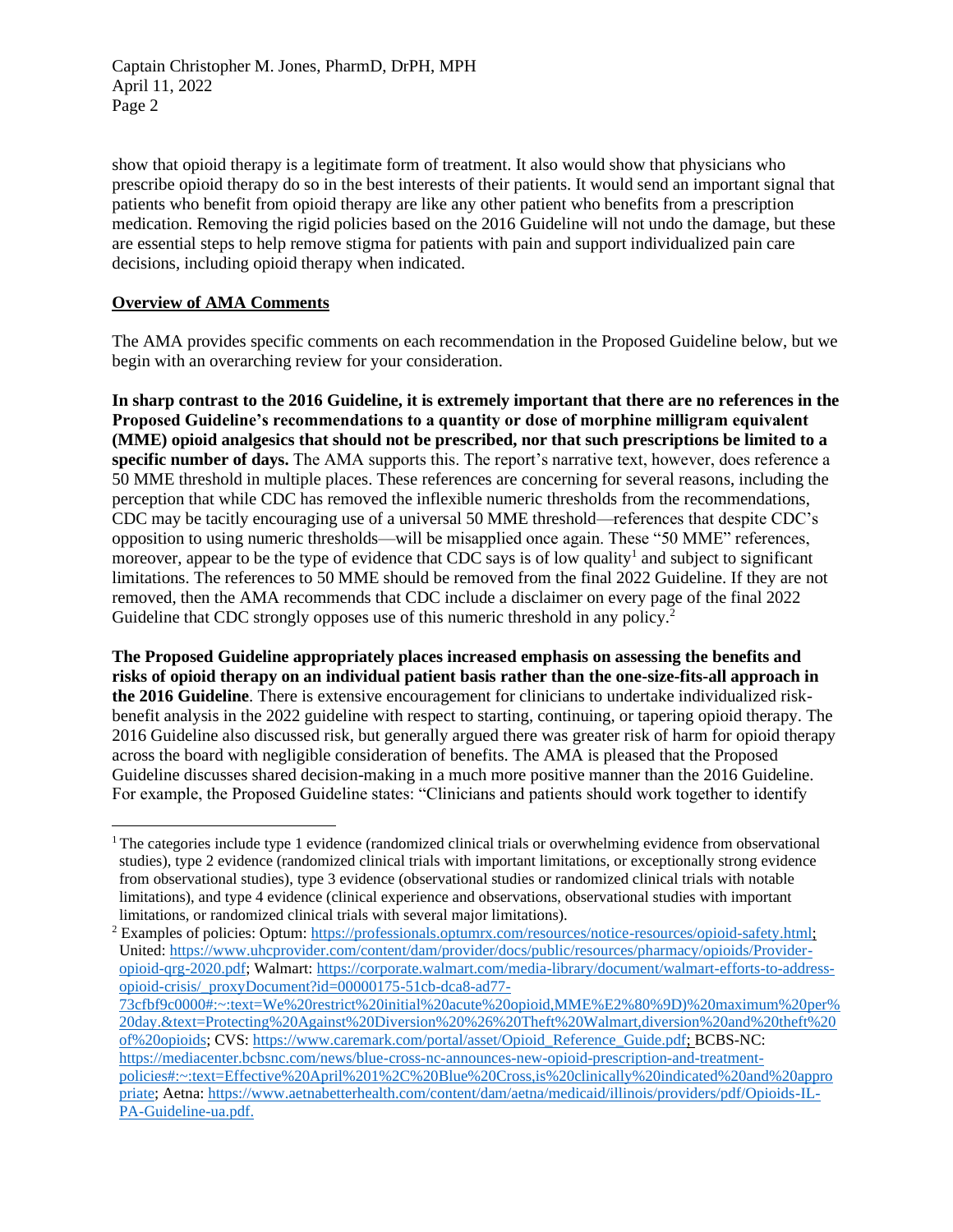show that opioid therapy is a legitimate form of treatment. It also would show that physicians who prescribe opioid therapy do so in the best interests of their patients. It would send an important signal that patients who benefit from opioid therapy are like any other patient who benefits from a prescription medication. Removing the rigid policies based on the 2016 Guideline will not undo the damage, but these are essential steps to help remove stigma for patients with pain and support individualized pain care decisions, including opioid therapy when indicated.

**Overview of AMA Comments**

The AMA provides specific comments on each recommendation in the Proposed Guideline below, but we begin with an overarching review for your consideration.

**In sharp contrast to the 2016 Guideline, it is extremely important that there are no references in the Proposed Guideline's recommendations to a quantity or dose of morphine milligram equivalent (MME) opioid analgesics that should not be prescribed, nor that such prescriptions be limited to a specific number of days.** The AMA supports this. The report's narrative text, however, does reference a 50 MME threshold in multiple places. These references are concerning for several reasons, including the perception that while CDC has removed the inflexible numeric thresholds from the recommendations, CDC may be tacitly encouraging use of a universal 50 MME threshold—references that despite CDC's opposition to using numeric thresholds—will be misapplied once again. These "50 MME" references, moreover, appear to be the type of evidence that CDC says is of low quality[1] and subject to significant limitations. The references to 50 MME should be removed from the final 2022 Guideline. If they are not removed, then the AMA recommends that CDC include a disclaimer on every page of the final 2022 Guideline that CDC strongly opposes use of this numeric threshold in any policy.[2]

**The Proposed Guideline appropriately places increased emphasis on assessing the benefits and risks of opioid therapy on an individual patient basis rather than the one-size-fits-all approach in the 2016 Guideline**. There is extensive encouragement for clinicians to undertake individualized risk-benefit analysis in the 2022 guideline with respect to starting, continuing, or tapering opioid therapy. The 2016 Guideline also discussed risk, but generally argued there was greater risk of harm for opioid therapy across the board with negligible consideration of benefits. The AMA is pleased that the Proposed Guideline discusses shared decision-making in a much more positive manner than the 2016 Guideline. For example, the Proposed Guideline states: "Clinicians and patients should work together to identify

---

[1] The categories include type 1 evidence (randomized clinical trials or overwhelming evidence from observational studies), type 2 evidence (randomized clinical trials with important limitations, or exceptionally strong evidence from observational studies), type 3 evidence (observational studies or randomized clinical trials with notable limitations), and type 4 evidence (clinical experience and observations, observational studies with important limitations, or randomized clinical trials with several major limitations).

[2] Examples of policies: Optum: https://professionals.optumrx.com/resources/notice-resources/opioid-safety.html; United: https://www.uhcprovider.com/content/dam/provider/docs/public/resources/pharmacy/opioids/Provider-opioid-qrg-2020.pdf; Walmart: https://corporate.walmart.com/media-library/document/walmart-efforts-to-address-opioid-crisis/_proxyDocument?id=00000175-51cb-dca8-ad77-73cfbf9c0000#:~:text=We%20restrict%20initial%20acute%20opioid,MME%E2%80%9D)%20maximum%20per%20day.&text=Protecting%20Against%20Diversion%20%26%20Theft%20Walmart,diversion%20and%20theft%20of%20opioids; CVS: https://www.caremark.com/portal/asset/Opioid_Reference_Guide.pdf; BCBS-NC: https://mediacenter.bcbsnc.com/news/blue-cross-nc-announces-new-opioid-prescription-and-treatment-policies#:~:text=Effective%20April%201%2C%20Blue%20Cross,is%20clinically%20indicated%20and%20appropriate; Aetna: https://www.aetnabetterhealth.com/content/dam/aetna/medicaid/illinois/providers/pdf/Opioids-IL-PA-Guideline-ua.pdf.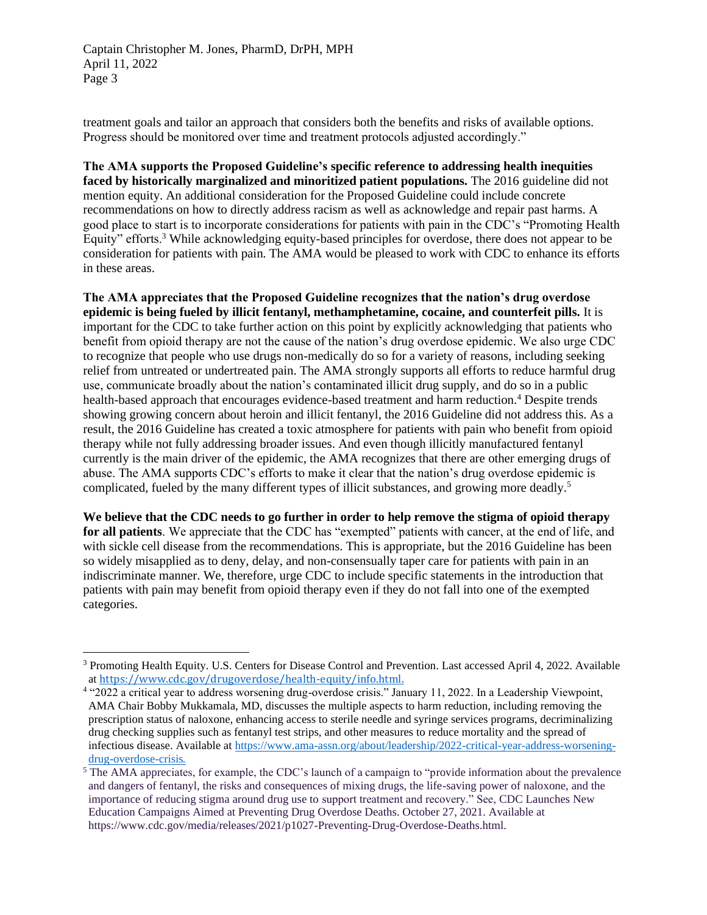treatment goals and tailor an approach that considers both the benefits and risks of available options. Progress should be monitored over time and treatment protocols adjusted accordingly."

**The AMA supports the Proposed Guideline's specific reference to addressing health inequities faced by historically marginalized and minoritized patient populations.** The 2016 guideline did not mention equity. An additional consideration for the Proposed Guideline could include concrete recommendations on how to directly address racism as well as acknowledge and repair past harms. A good place to start is to incorporate considerations for patients with pain in the CDC's "Promoting Health Equity" efforts.[3] While acknowledging equity-based principles for overdose, there does not appear to be consideration for patients with pain. The AMA would be pleased to work with CDC to enhance its efforts in these areas.

**The AMA appreciates that the Proposed Guideline recognizes that the nation's drug overdose epidemic is being fueled by illicit fentanyl, methamphetamine, cocaine, and counterfeit pills.** It is important for the CDC to take further action on this point by explicitly acknowledging that patients who benefit from opioid therapy are not the cause of the nation's drug overdose epidemic. We also urge CDC to recognize that people who use drugs non-medically do so for a variety of reasons, including seeking relief from untreated or undertreated pain. The AMA strongly supports all efforts to reduce harmful drug use, communicate broadly about the nation's contaminated illicit drug supply, and do so in a public health-based approach that encourages evidence-based treatment and harm reduction.[4] Despite trends showing growing concern about heroin and illicit fentanyl, the 2016 Guideline did not address this. As a result, the 2016 Guideline has created a toxic atmosphere for patients with pain who benefit from opioid therapy while not fully addressing broader issues. And even though illicitly manufactured fentanyl currently is the main driver of the epidemic, the AMA recognizes that there are other emerging drugs of abuse. The AMA supports CDC's efforts to make it clear that the nation's drug overdose epidemic is complicated, fueled by the many different types of illicit substances, and growing more deadly.[5]

**We believe that the CDC needs to go further in order to help remove the stigma of opioid therapy for all patients**. We appreciate that the CDC has "exempted" patients with cancer, at the end of life, and with sickle cell disease from the recommendations. This is appropriate, but the 2016 Guideline has been so widely misapplied as to deny, delay, and non-consensually taper care for patients with pain in an indiscriminate manner. We, therefore, urge CDC to include specific statements in the introduction that patients with pain may benefit from opioid therapy even if they do not fall into one of the exempted categories.

---

[3] Promoting Health Equity. U.S. Centers for Disease Control and Prevention. Last accessed April 4, 2022. Available at https://www.cdc.gov/drugoverdose/health-equity/info.html.

[4] "2022 a critical year to address worsening drug-overdose crisis." January 11, 2022. In a Leadership Viewpoint, AMA Chair Bobby Mukkamala, MD, discusses the multiple aspects to harm reduction, including removing the prescription status of naloxone, enhancing access to sterile needle and syringe services programs, decriminalizing drug checking supplies such as fentanyl test strips, and other measures to reduce mortality and the spread of infectious disease. Available at https://www.ama-assn.org/about/leadership/2022-critical-year-address-worsening-drug-overdose-crisis.

[5] The AMA appreciates, for example, the CDC's launch of a campaign to "provide information about the prevalence and dangers of fentanyl, the risks and consequences of mixing drugs, the life-saving power of naloxone, and the importance of reducing stigma around drug use to support treatment and recovery." See, CDC Launches New Education Campaigns Aimed at Preventing Drug Overdose Deaths. October 27, 2021. Available at https://www.cdc.gov/media/releases/2021/p1027-Preventing-Drug-Overdose-Deaths.html.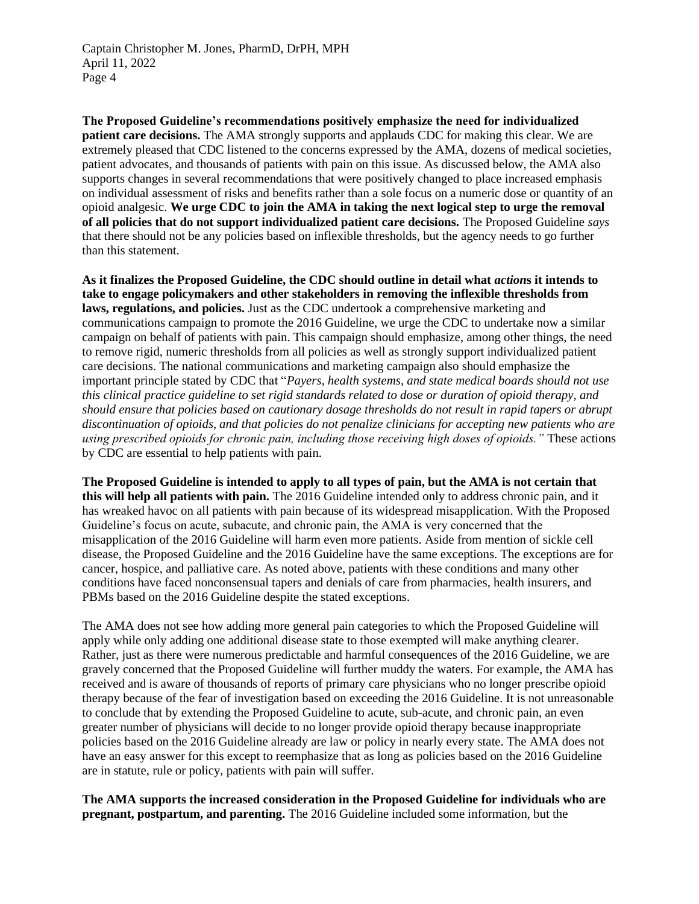**The Proposed Guideline's recommendations positively emphasize the need for individualized patient care decisions.** The AMA strongly supports and applauds CDC for making this clear. We are extremely pleased that CDC listened to the concerns expressed by the AMA, dozens of medical societies, patient advocates, and thousands of patients with pain on this issue. As discussed below, the AMA also supports changes in several recommendations that were positively changed to place increased emphasis on individual assessment of risks and benefits rather than a sole focus on a numeric dose or quantity of an opioid analgesic. **We urge CDC to join the AMA in taking the next logical step to urge the removal of all policies that do not support individualized patient care decisions.** The Proposed Guideline *says* that there should not be any policies based on inflexible thresholds, but the agency needs to go further than this statement.

**As it finalizes the Proposed Guideline, the CDC should outline in detail what *actions* it intends to take to engage policymakers and other stakeholders in removing the inflexible thresholds from laws, regulations, and policies.** Just as the CDC undertook a comprehensive marketing and communications campaign to promote the 2016 Guideline, we urge the CDC to undertake now a similar campaign on behalf of patients with pain. This campaign should emphasize, among other things, the need to remove rigid, numeric thresholds from all policies as well as strongly support individualized patient care decisions. The national communications and marketing campaign also should emphasize the important principle stated by CDC that "*Payers, health systems, and state medical boards should not use this clinical practice guideline to set rigid standards related to dose or duration of opioid therapy, and should ensure that policies based on cautionary dosage thresholds do not result in rapid tapers or abrupt discontinuation of opioids, and that policies do not penalize clinicians for accepting new patients who are using prescribed opioids for chronic pain, including those receiving high doses of opioids."* These actions by CDC are essential to help patients with pain.

**The Proposed Guideline is intended to apply to all types of pain, but the AMA is not certain that this will help all patients with pain.** The 2016 Guideline intended only to address chronic pain, and it has wreaked havoc on all patients with pain because of its widespread misapplication. With the Proposed Guideline's focus on acute, subacute, and chronic pain, the AMA is very concerned that the misapplication of the 2016 Guideline will harm even more patients. Aside from mention of sickle cell disease, the Proposed Guideline and the 2016 Guideline have the same exceptions. The exceptions are for cancer, hospice, and palliative care. As noted above, patients with these conditions and many other conditions have faced nonconsensual tapers and denials of care from pharmacies, health insurers, and PBMs based on the 2016 Guideline despite the stated exceptions.

The AMA does not see how adding more general pain categories to which the Proposed Guideline will apply while only adding one additional disease state to those exempted will make anything clearer. Rather, just as there were numerous predictable and harmful consequences of the 2016 Guideline, we are gravely concerned that the Proposed Guideline will further muddy the waters. For example, the AMA has received and is aware of thousands of reports of primary care physicians who no longer prescribe opioid therapy because of the fear of investigation based on exceeding the 2016 Guideline. It is not unreasonable to conclude that by extending the Proposed Guideline to acute, sub-acute, and chronic pain, an even greater number of physicians will decide to no longer provide opioid therapy because inappropriate policies based on the 2016 Guideline already are law or policy in nearly every state. The AMA does not have an easy answer for this except to reemphasize that as long as policies based on the 2016 Guideline are in statute, rule or policy, patients with pain will suffer.

**The AMA supports the increased consideration in the Proposed Guideline for individuals who are pregnant, postpartum, and parenting.** The 2016 Guideline included some information, but the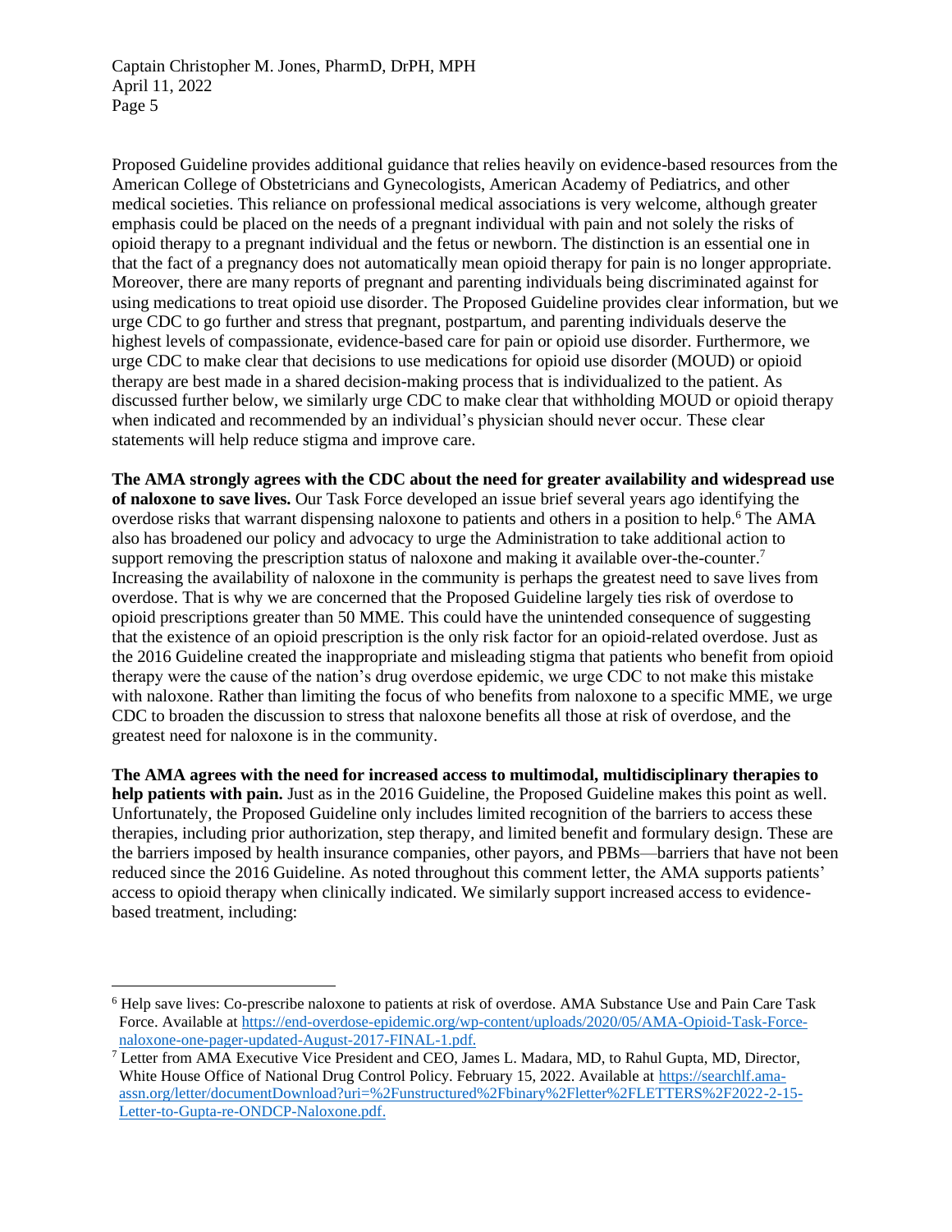Proposed Guideline provides additional guidance that relies heavily on evidence-based resources from the American College of Obstetricians and Gynecologists, American Academy of Pediatrics, and other medical societies. This reliance on professional medical associations is very welcome, although greater emphasis could be placed on the needs of a pregnant individual with pain and not solely the risks of opioid therapy to a pregnant individual and the fetus or newborn. The distinction is an essential one in that the fact of a pregnancy does not automatically mean opioid therapy for pain is no longer appropriate. Moreover, there are many reports of pregnant and parenting individuals being discriminated against for using medications to treat opioid use disorder. The Proposed Guideline provides clear information, but we urge CDC to go further and stress that pregnant, postpartum, and parenting individuals deserve the highest levels of compassionate, evidence-based care for pain or opioid use disorder. Furthermore, we urge CDC to make clear that decisions to use medications for opioid use disorder (MOUD) or opioid therapy are best made in a shared decision-making process that is individualized to the patient. As discussed further below, we similarly urge CDC to make clear that withholding MOUD or opioid therapy when indicated and recommended by an individual's physician should never occur. These clear statements will help reduce stigma and improve care.

**The AMA strongly agrees with the CDC about the need for greater availability and widespread use of naloxone to save lives.** Our Task Force developed an issue brief several years ago identifying the overdose risks that warrant dispensing naloxone to patients and others in a position to help.[6] The AMA also has broadened our policy and advocacy to urge the Administration to take additional action to support removing the prescription status of naloxone and making it available over-the-counter.[7] Increasing the availability of naloxone in the community is perhaps the greatest need to save lives from overdose. That is why we are concerned that the Proposed Guideline largely ties risk of overdose to opioid prescriptions greater than 50 MME. This could have the unintended consequence of suggesting that the existence of an opioid prescription is the only risk factor for an opioid-related overdose. Just as the 2016 Guideline created the inappropriate and misleading stigma that patients who benefit from opioid therapy were the cause of the nation's drug overdose epidemic, we urge CDC to not make this mistake with naloxone. Rather than limiting the focus of who benefits from naloxone to a specific MME, we urge CDC to broaden the discussion to stress that naloxone benefits all those at risk of overdose, and the greatest need for naloxone is in the community.

**The AMA agrees with the need for increased access to multimodal, multidisciplinary therapies to help patients with pain.** Just as in the 2016 Guideline, the Proposed Guideline makes this point as well. Unfortunately, the Proposed Guideline only includes limited recognition of the barriers to access these therapies, including prior authorization, step therapy, and limited benefit and formulary design. These are the barriers imposed by health insurance companies, other payors, and PBMs—barriers that have not been reduced since the 2016 Guideline. As noted throughout this comment letter, the AMA supports patients' access to opioid therapy when clinically indicated. We similarly support increased access to evidence-based treatment, including:

---

[6] Help save lives: Co-prescribe naloxone to patients at risk of overdose. AMA Substance Use and Pain Care Task Force. Available at https://end-overdose-epidemic.org/wp-content/uploads/2020/05/AMA-Opioid-Task-Force-naloxone-one-pager-updated-August-2017-FINAL-1.pdf.

[7] Letter from AMA Executive Vice President and CEO, James L. Madara, MD, to Rahul Gupta, MD, Director, White House Office of National Drug Control Policy. February 15, 2022. Available at https://searchlf.ama-assn.org/letter/documentDownload?uri=%2Funstructured%2Fbinary%2Fletter%2FLETTERS%2F2022-2-15-Letter-to-Gupta-re-ONDCP-Naloxone.pdf.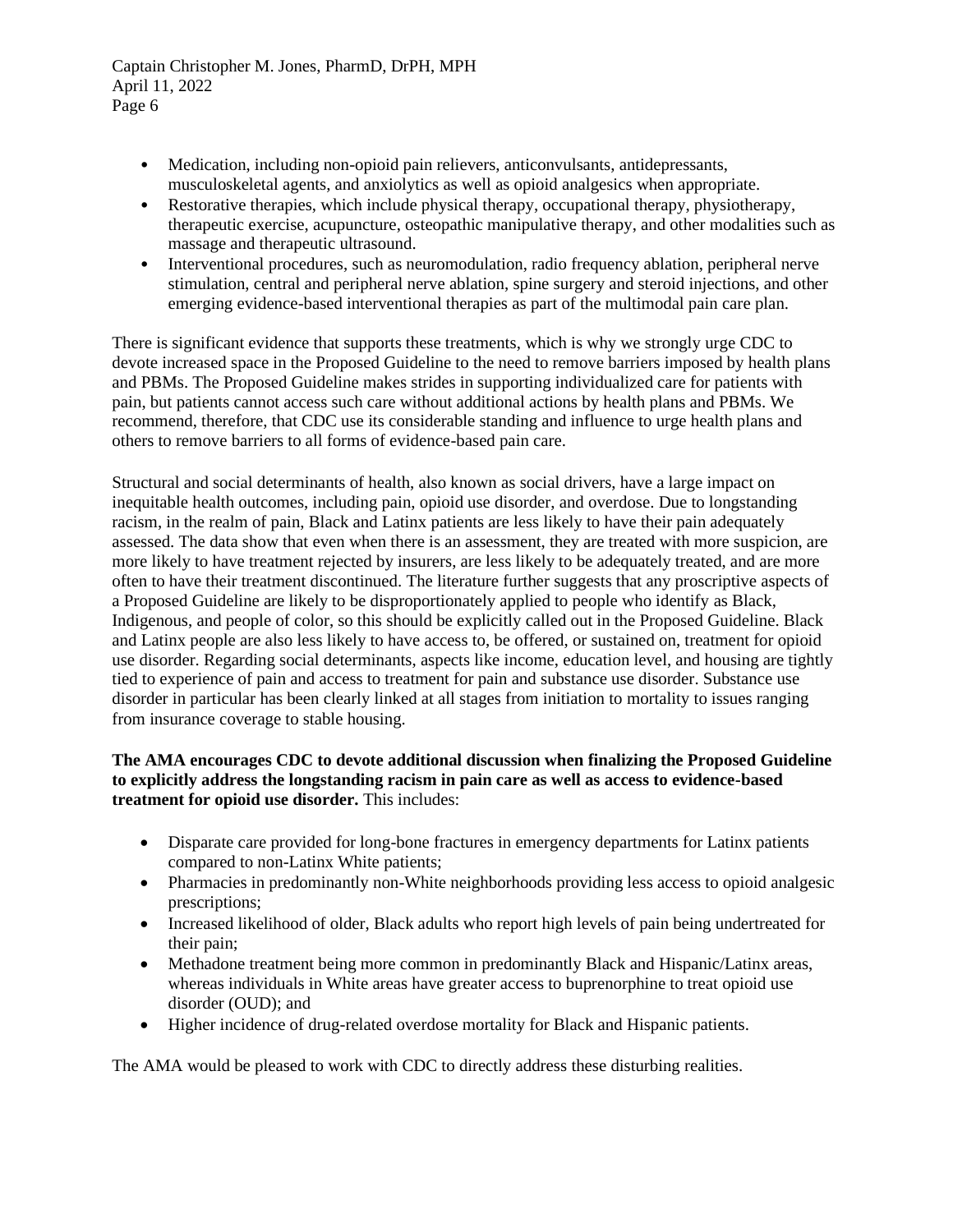- Medication, including non-opioid pain relievers, anticonvulsants, antidepressants, musculoskeletal agents, and anxiolytics as well as opioid analgesics when appropriate.
- Restorative therapies, which include physical therapy, occupational therapy, physiotherapy, therapeutic exercise, acupuncture, osteopathic manipulative therapy, and other modalities such as massage and therapeutic ultrasound.
- Interventional procedures, such as neuromodulation, radio frequency ablation, peripheral nerve stimulation, central and peripheral nerve ablation, spine surgery and steroid injections, and other emerging evidence-based interventional therapies as part of the multimodal pain care plan.

There is significant evidence that supports these treatments, which is why we strongly urge CDC to devote increased space in the Proposed Guideline to the need to remove barriers imposed by health plans and PBMs. The Proposed Guideline makes strides in supporting individualized care for patients with pain, but patients cannot access such care without additional actions by health plans and PBMs. We recommend, therefore, that CDC use its considerable standing and influence to urge health plans and others to remove barriers to all forms of evidence-based pain care.

Structural and social determinants of health, also known as social drivers, have a large impact on inequitable health outcomes, including pain, opioid use disorder, and overdose. Due to longstanding racism, in the realm of pain, Black and Latinx patients are less likely to have their pain adequately assessed. The data show that even when there is an assessment, they are treated with more suspicion, are more likely to have treatment rejected by insurers, are less likely to be adequately treated, and are more often to have their treatment discontinued. The literature further suggests that any proscriptive aspects of a Proposed Guideline are likely to be disproportionately applied to people who identify as Black, Indigenous, and people of color, so this should be explicitly called out in the Proposed Guideline. Black and Latinx people are also less likely to have access to, be offered, or sustained on, treatment for opioid use disorder. Regarding social determinants, aspects like income, education level, and housing are tightly tied to experience of pain and access to treatment for pain and substance use disorder. Substance use disorder in particular has been clearly linked at all stages from initiation to mortality to issues ranging from insurance coverage to stable housing.

**The AMA encourages CDC to devote additional discussion when finalizing the Proposed Guideline to explicitly address the longstanding racism in pain care as well as access to evidence-based treatment for opioid use disorder.** This includes:

- Disparate care provided for long-bone fractures in emergency departments for Latinx patients compared to non-Latinx White patients;
- Pharmacies in predominantly non-White neighborhoods providing less access to opioid analgesic prescriptions;
- Increased likelihood of older, Black adults who report high levels of pain being undertreated for their pain;
- Methadone treatment being more common in predominantly Black and Hispanic/Latinx areas, whereas individuals in White areas have greater access to buprenorphine to treat opioid use disorder (OUD); and
- Higher incidence of drug-related overdose mortality for Black and Hispanic patients.

The AMA would be pleased to work with CDC to directly address these disturbing realities.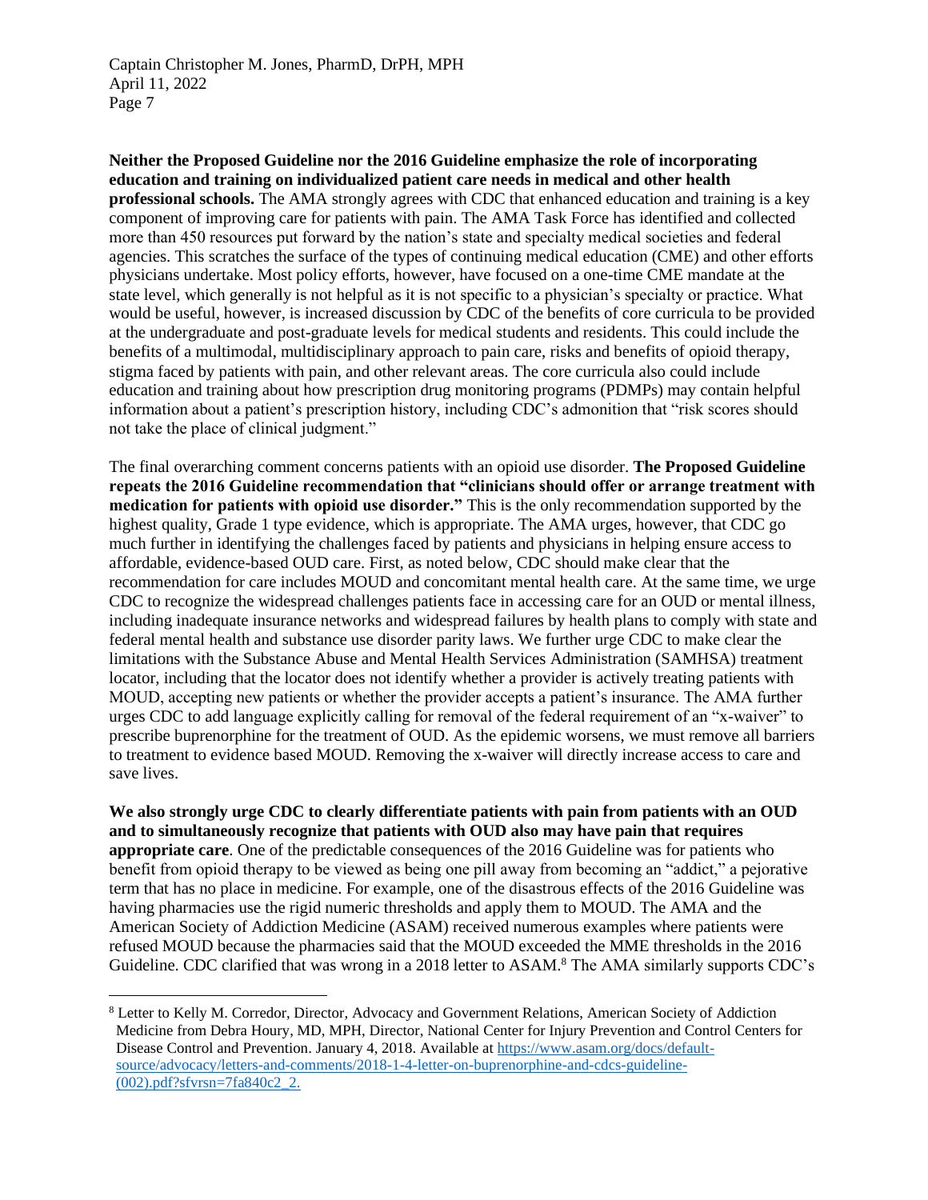**Neither the Proposed Guideline nor the 2016 Guideline emphasize the role of incorporating education and training on individualized patient care needs in medical and other health professional schools.** The AMA strongly agrees with CDC that enhanced education and training is a key component of improving care for patients with pain. The AMA Task Force has identified and collected more than 450 resources put forward by the nation's state and specialty medical societies and federal agencies. This scratches the surface of the types of continuing medical education (CME) and other efforts physicians undertake. Most policy efforts, however, have focused on a one-time CME mandate at the state level, which generally is not helpful as it is not specific to a physician's specialty or practice. What would be useful, however, is increased discussion by CDC of the benefits of core curricula to be provided at the undergraduate and post-graduate levels for medical students and residents. This could include the benefits of a multimodal, multidisciplinary approach to pain care, risks and benefits of opioid therapy, stigma faced by patients with pain, and other relevant areas. The core curricula also could include education and training about how prescription drug monitoring programs (PDMPs) may contain helpful information about a patient's prescription history, including CDC's admonition that "risk scores should not take the place of clinical judgment."

The final overarching comment concerns patients with an opioid use disorder. **The Proposed Guideline repeats the 2016 Guideline recommendation that "clinicians should offer or arrange treatment with medication for patients with opioid use disorder."** This is the only recommendation supported by the highest quality, Grade 1 type evidence, which is appropriate. The AMA urges, however, that CDC go much further in identifying the challenges faced by patients and physicians in helping ensure access to affordable, evidence-based OUD care. First, as noted below, CDC should make clear that the recommendation for care includes MOUD and concomitant mental health care. At the same time, we urge CDC to recognize the widespread challenges patients face in accessing care for an OUD or mental illness, including inadequate insurance networks and widespread failures by health plans to comply with state and federal mental health and substance use disorder parity laws. We further urge CDC to make clear the limitations with the Substance Abuse and Mental Health Services Administration (SAMHSA) treatment locator, including that the locator does not identify whether a provider is actively treating patients with MOUD, accepting new patients or whether the provider accepts a patient's insurance. The AMA further urges CDC to add language explicitly calling for removal of the federal requirement of an "x-waiver" to prescribe buprenorphine for the treatment of OUD. As the epidemic worsens, we must remove all barriers to treatment to evidence based MOUD. Removing the x-waiver will directly increase access to care and save lives.

**We also strongly urge CDC to clearly differentiate patients with pain from patients with an OUD and to simultaneously recognize that patients with OUD also may have pain that requires appropriate care**. One of the predictable consequences of the 2016 Guideline was for patients who benefit from opioid therapy to be viewed as being one pill away from becoming an "addict," a pejorative term that has no place in medicine. For example, one of the disastrous effects of the 2016 Guideline was having pharmacies use the rigid numeric thresholds and apply them to MOUD. The AMA and the American Society of Addiction Medicine (ASAM) received numerous examples where patients were refused MOUD because the pharmacies said that the MOUD exceeded the MME thresholds in the 2016 Guideline. CDC clarified that was wrong in a 2018 letter to ASAM.[8] The AMA similarly supports CDC's

[8] Letter to Kelly M. Corredor, Director, Advocacy and Government Relations, American Society of Addiction Medicine from Debra Houry, MD, MPH, Director, National Center for Injury Prevention and Control Centers for Disease Control and Prevention. January 4, 2018. Available at https://www.asam.org/docs/default-source/advocacy/letters-and-comments/2018-1-4-letter-on-buprenorphine-and-cdcs-guideline-(002).pdf?sfvrsn=7fa840c2_2.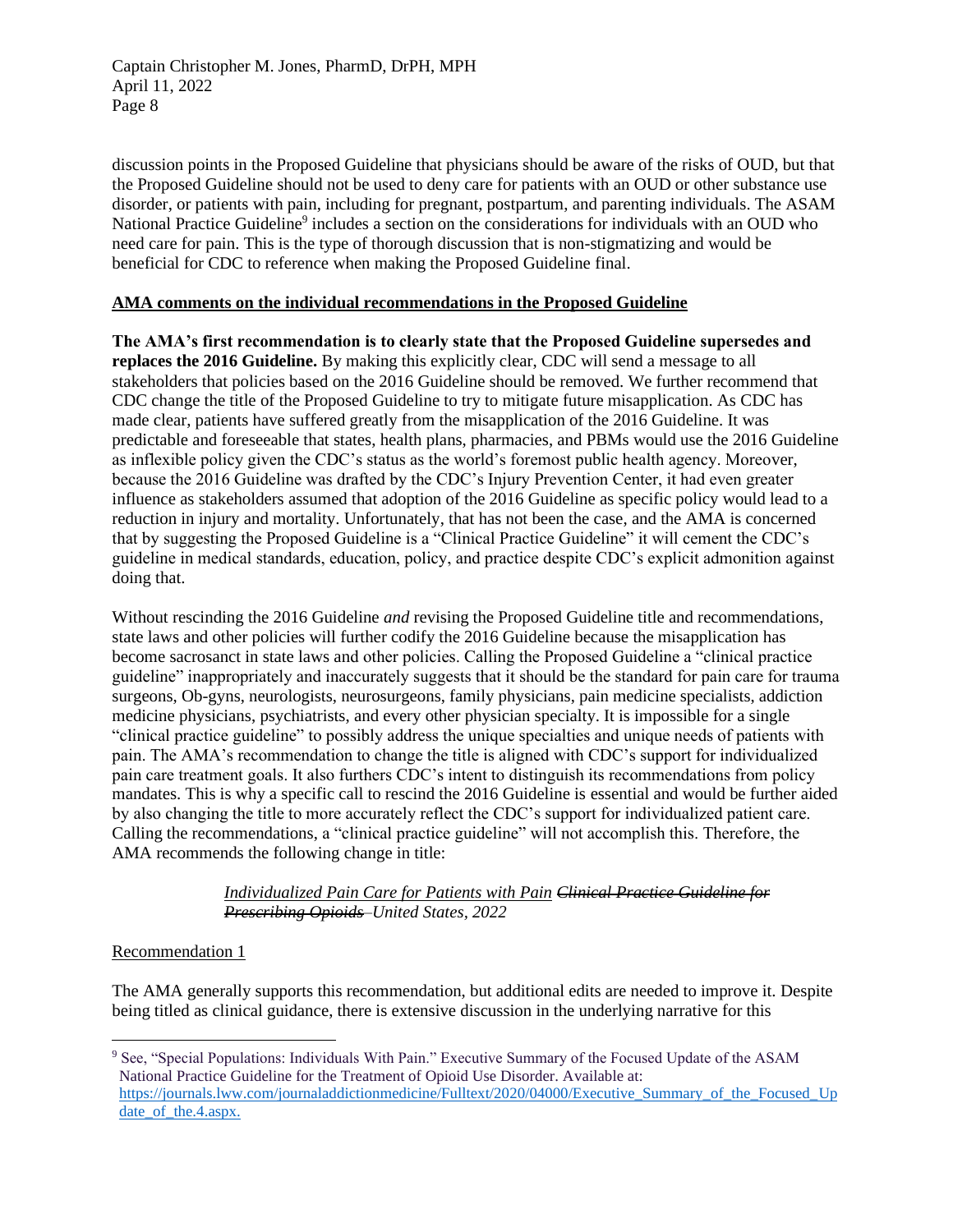discussion points in the Proposed Guideline that physicians should be aware of the risks of OUD, but that the Proposed Guideline should not be used to deny care for patients with an OUD or other substance use disorder, or patients with pain, including for pregnant, postpartum, and parenting individuals. The ASAM National Practice Guideline[9] includes a section on the considerations for individuals with an OUD who need care for pain. This is the type of thorough discussion that is non-stigmatizing and would be beneficial for CDC to reference when making the Proposed Guideline final.

## <u>AMA comments on the individual recommendations in the Proposed Guideline</u>

**The AMA's first recommendation is to clearly state that the Proposed Guideline supersedes and replaces the 2016 Guideline.** By making this explicitly clear, CDC will send a message to all stakeholders that policies based on the 2016 Guideline should be removed. We further recommend that CDC change the title of the Proposed Guideline to try to mitigate future misapplication. As CDC has made clear, patients have suffered greatly from the misapplication of the 2016 Guideline. It was predictable and foreseeable that states, health plans, pharmacies, and PBMs would use the 2016 Guideline as inflexible policy given the CDC's status as the world's foremost public health agency. Moreover, because the 2016 Guideline was drafted by the CDC's Injury Prevention Center, it had even greater influence as stakeholders assumed that adoption of the 2016 Guideline as specific policy would lead to a reduction in injury and mortality. Unfortunately, that has not been the case, and the AMA is concerned that by suggesting the Proposed Guideline is a "Clinical Practice Guideline" it will cement the CDC's guideline in medical standards, education, policy, and practice despite CDC's explicit admonition against doing that.

Without rescinding the 2016 Guideline *and* revising the Proposed Guideline title and recommendations, state laws and other policies will further codify the 2016 Guideline because the misapplication has become sacrosanct in state laws and other policies. Calling the Proposed Guideline a "clinical practice guideline" inappropriately and inaccurately suggests that it should be the standard for pain care for trauma surgeons, Ob-gyns, neurologists, neurosurgeons, family physicians, pain medicine specialists, addiction medicine physicians, psychiatrists, and every other physician specialty. It is impossible for a single "clinical practice guideline" to possibly address the unique specialties and unique needs of patients with pain. The AMA's recommendation to change the title is aligned with CDC's support for individualized pain care treatment goals. It also furthers CDC's intent to distinguish its recommendations from policy mandates. This is why a specific call to rescind the 2016 Guideline is essential and would be further aided by also changing the title to more accurately reflect the CDC's support for individualized patient care. Calling the recommendations, a "clinical practice guideline" will not accomplish this. Therefore, the AMA recommends the following change in title:

> *<u>Individualized Pain Care for Patients with Pain</u> ~~Clinical Practice Guideline for Prescribing Opioids~~ –United States, 2022*

<u>Recommendation 1</u>

The AMA generally supports this recommendation, but additional edits are needed to improve it. Despite being titled as clinical guidance, there is extensive discussion in the underlying narrative for this

---

[9] See, "Special Populations: Individuals With Pain." Executive Summary of the Focused Update of the ASAM National Practice Guideline for the Treatment of Opioid Use Disorder. Available at: https://journals.lww.com/journaladdictionmedicine/Fulltext/2020/04000/Executive_Summary_of_the_Focused_Update_of_the.4.aspx.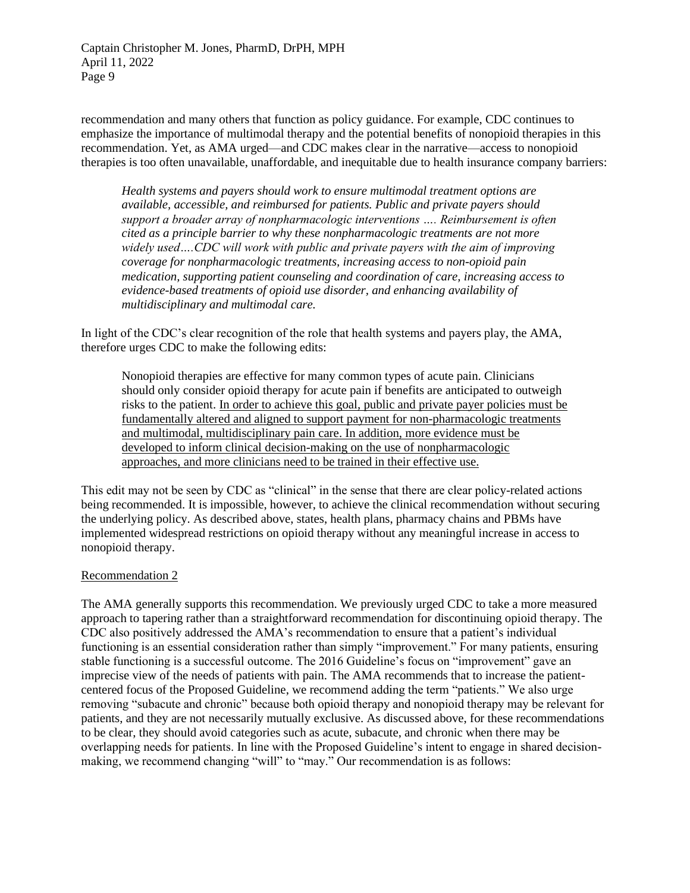recommendation and many others that function as policy guidance. For example, CDC continues to emphasize the importance of multimodal therapy and the potential benefits of nonopioid therapies in this recommendation. Yet, as AMA urged—and CDC makes clear in the narrative—access to nonopioid therapies is too often unavailable, unaffordable, and inequitable due to health insurance company barriers:

> *Health systems and payers should work to ensure multimodal treatment options are available, accessible, and reimbursed for patients. Public and private payers should support a broader array of nonpharmacologic interventions …. Reimbursement is often cited as a principle barrier to why these nonpharmacologic treatments are not more widely used….CDC will work with public and private payers with the aim of improving coverage for nonpharmacologic treatments, increasing access to non-opioid pain medication, supporting patient counseling and coordination of care, increasing access to evidence-based treatments of opioid use disorder, and enhancing availability of multidisciplinary and multimodal care.*

In light of the CDC's clear recognition of the role that health systems and payers play, the AMA, therefore urges CDC to make the following edits:

> Nonopioid therapies are effective for many common types of acute pain. Clinicians should only consider opioid therapy for acute pain if benefits are anticipated to outweigh risks to the patient. <u>In order to achieve this goal, public and private payer policies must be fundamentally altered and aligned to support payment for non-pharmacologic treatments and multimodal, multidisciplinary pain care. In addition, more evidence must be developed to inform clinical decision-making on the use of nonpharmacologic approaches, and more clinicians need to be trained in their effective use.</u>

This edit may not be seen by CDC as "clinical" in the sense that there are clear policy-related actions being recommended. It is impossible, however, to achieve the clinical recommendation without securing the underlying policy. As described above, states, health plans, pharmacy chains and PBMs have implemented widespread restrictions on opioid therapy without any meaningful increase in access to nonopioid therapy.

<u>Recommendation 2</u>

The AMA generally supports this recommendation. We previously urged CDC to take a more measured approach to tapering rather than a straightforward recommendation for discontinuing opioid therapy. The CDC also positively addressed the AMA's recommendation to ensure that a patient's individual functioning is an essential consideration rather than simply "improvement." For many patients, ensuring stable functioning is a successful outcome. The 2016 Guideline's focus on "improvement" gave an imprecise view of the needs of patients with pain. The AMA recommends that to increase the patient-centered focus of the Proposed Guideline, we recommend adding the term "patients." We also urge removing "subacute and chronic" because both opioid therapy and nonopioid therapy may be relevant for patients, and they are not necessarily mutually exclusive. As discussed above, for these recommendations to be clear, they should avoid categories such as acute, subacute, and chronic when there may be overlapping needs for patients. In line with the Proposed Guideline's intent to engage in shared decision-making, we recommend changing "will" to "may." Our recommendation is as follows: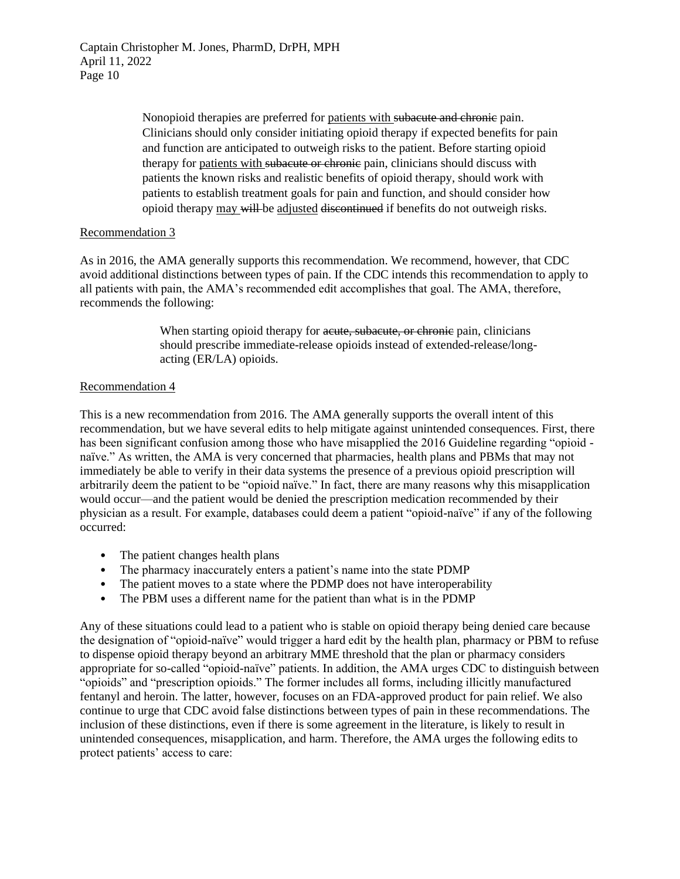> Nonopioid therapies are preferred for <u>patients with</u> ~~subacute and chronic~~ pain. Clinicians should only consider initiating opioid therapy if expected benefits for pain and function are anticipated to outweigh risks to the patient. Before starting opioid therapy for <u>patients with</u> ~~subacute or chronic~~ pain, clinicians should discuss with patients the known risks and realistic benefits of opioid therapy, should work with patients to establish treatment goals for pain and function, and should consider how opioid therapy <u>may</u> ~~will~~ be <u>adjusted</u> ~~discontinued~~ if benefits do not outweigh risks.

<u>Recommendation 3</u>

As in 2016, the AMA generally supports this recommendation. We recommend, however, that CDC avoid additional distinctions between types of pain. If the CDC intends this recommendation to apply to all patients with pain, the AMA's recommended edit accomplishes that goal. The AMA, therefore, recommends the following:

> When starting opioid therapy for ~~acute, subacute, or chronic~~ pain, clinicians should prescribe immediate-release opioids instead of extended-release/long-acting (ER/LA) opioids.

<u>Recommendation 4</u>

This is a new recommendation from 2016. The AMA generally supports the overall intent of this recommendation, but we have several edits to help mitigate against unintended consequences. First, there has been significant confusion among those who have misapplied the 2016 Guideline regarding "opioid - naïve." As written, the AMA is very concerned that pharmacies, health plans and PBMs that may not immediately be able to verify in their data systems the presence of a previous opioid prescription will arbitrarily deem the patient to be "opioid naïve." In fact, there are many reasons why this misapplication would occur—and the patient would be denied the prescription medication recommended by their physician as a result. For example, databases could deem a patient "opioid-naïve" if any of the following occurred:

- The patient changes health plans
- The pharmacy inaccurately enters a patient's name into the state PDMP
- The patient moves to a state where the PDMP does not have interoperability
- The PBM uses a different name for the patient than what is in the PDMP

Any of these situations could lead to a patient who is stable on opioid therapy being denied care because the designation of "opioid-naïve" would trigger a hard edit by the health plan, pharmacy or PBM to refuse to dispense opioid therapy beyond an arbitrary MME threshold that the plan or pharmacy considers appropriate for so-called "opioid-naïve" patients. In addition, the AMA urges CDC to distinguish between "opioids" and "prescription opioids." The former includes all forms, including illicitly manufactured fentanyl and heroin. The latter, however, focuses on an FDA-approved product for pain relief. We also continue to urge that CDC avoid false distinctions between types of pain in these recommendations. The inclusion of these distinctions, even if there is some agreement in the literature, is likely to result in unintended consequences, misapplication, and harm. Therefore, the AMA urges the following edits to protect patients' access to care: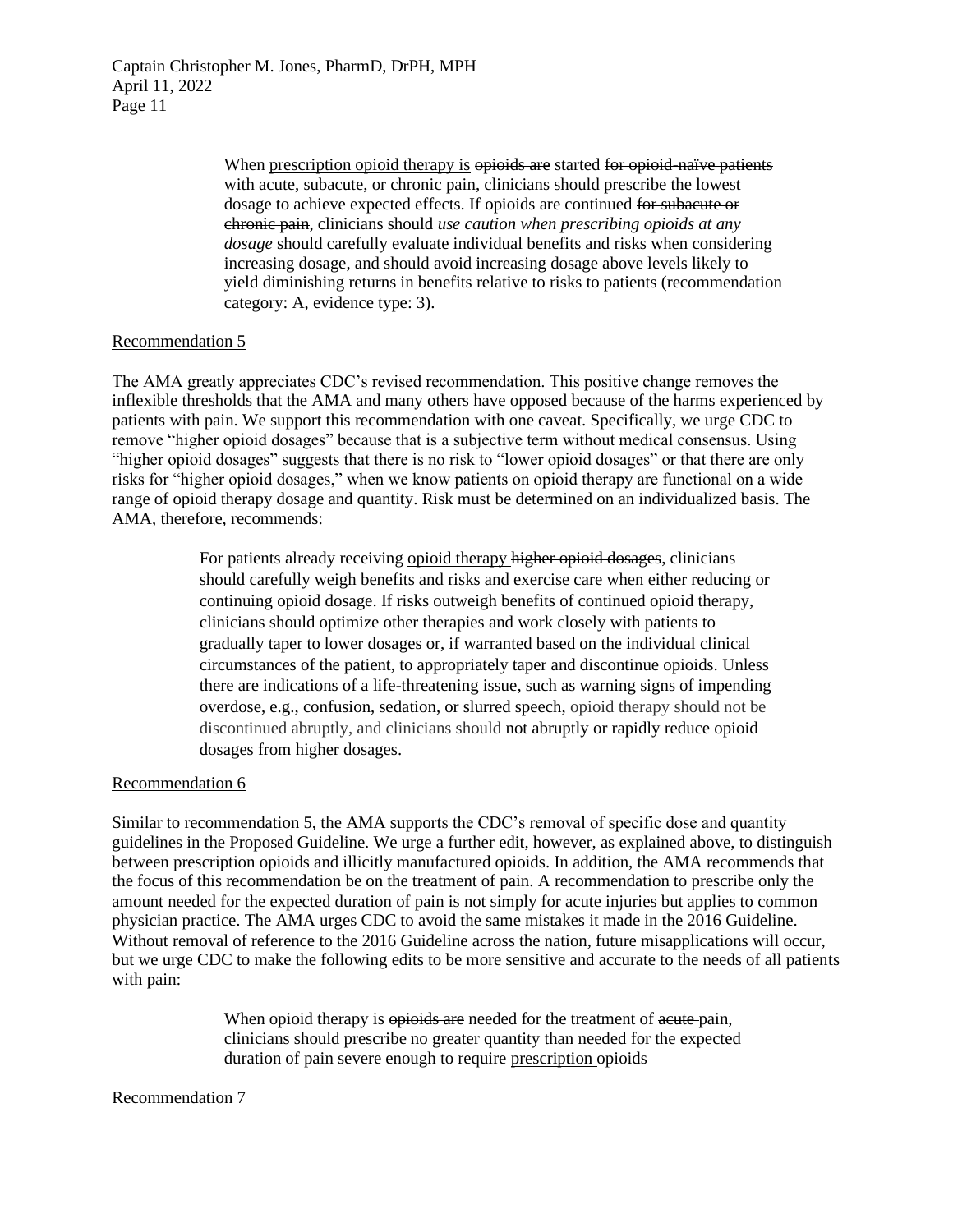> When <u>prescription opioid therapy is</u> ~~opioids are~~ started ~~for opioid-naïve patients with acute, subacute, or chronic pain~~, clinicians should prescribe the lowest dosage to achieve expected effects. If opioids are continued ~~for subacute or chronic pain~~, clinicians should *use caution when prescribing opioids at any dosage* should carefully evaluate individual benefits and risks when considering increasing dosage, and should avoid increasing dosage above levels likely to yield diminishing returns in benefits relative to risks to patients (recommendation category: A, evidence type: 3).

<u>Recommendation 5</u>

The AMA greatly appreciates CDC's revised recommendation. This positive change removes the inflexible thresholds that the AMA and many others have opposed because of the harms experienced by patients with pain. We support this recommendation with one caveat. Specifically, we urge CDC to remove "higher opioid dosages" because that is a subjective term without medical consensus. Using "higher opioid dosages" suggests that there is no risk to "lower opioid dosages" or that there are only risks for "higher opioid dosages," when we know patients on opioid therapy are functional on a wide range of opioid therapy dosage and quantity. Risk must be determined on an individualized basis. The AMA, therefore, recommends:

> For patients already receiving <u>opioid therapy</u> ~~higher opioid dosages~~, clinicians should carefully weigh benefits and risks and exercise care when either reducing or continuing opioid dosage. If risks outweigh benefits of continued opioid therapy, clinicians should optimize other therapies and work closely with patients to gradually taper to lower dosages or, if warranted based on the individual clinical circumstances of the patient, to appropriately taper and discontinue opioids. Unless there are indications of a life-threatening issue, such as warning signs of impending overdose, e.g., confusion, sedation, or slurred speech, opioid therapy should not be discontinued abruptly, and clinicians should not abruptly or rapidly reduce opioid dosages from higher dosages.

<u>Recommendation 6</u>

Similar to recommendation 5, the AMA supports the CDC's removal of specific dose and quantity guidelines in the Proposed Guideline. We urge a further edit, however, as explained above, to distinguish between prescription opioids and illicitly manufactured opioids. In addition, the AMA recommends that the focus of this recommendation be on the treatment of pain. A recommendation to prescribe only the amount needed for the expected duration of pain is not simply for acute injuries but applies to common physician practice. The AMA urges CDC to avoid the same mistakes it made in the 2016 Guideline. Without removal of reference to the 2016 Guideline across the nation, future misapplications will occur, but we urge CDC to make the following edits to be more sensitive and accurate to the needs of all patients with pain:

> When <u>opioid therapy is</u> ~~opioids are~~ needed for <u>the treatment of</u> ~~acute~~ pain, clinicians should prescribe no greater quantity than needed for the expected duration of pain severe enough to require <u>prescription</u> opioids

<u>Recommendation 7</u>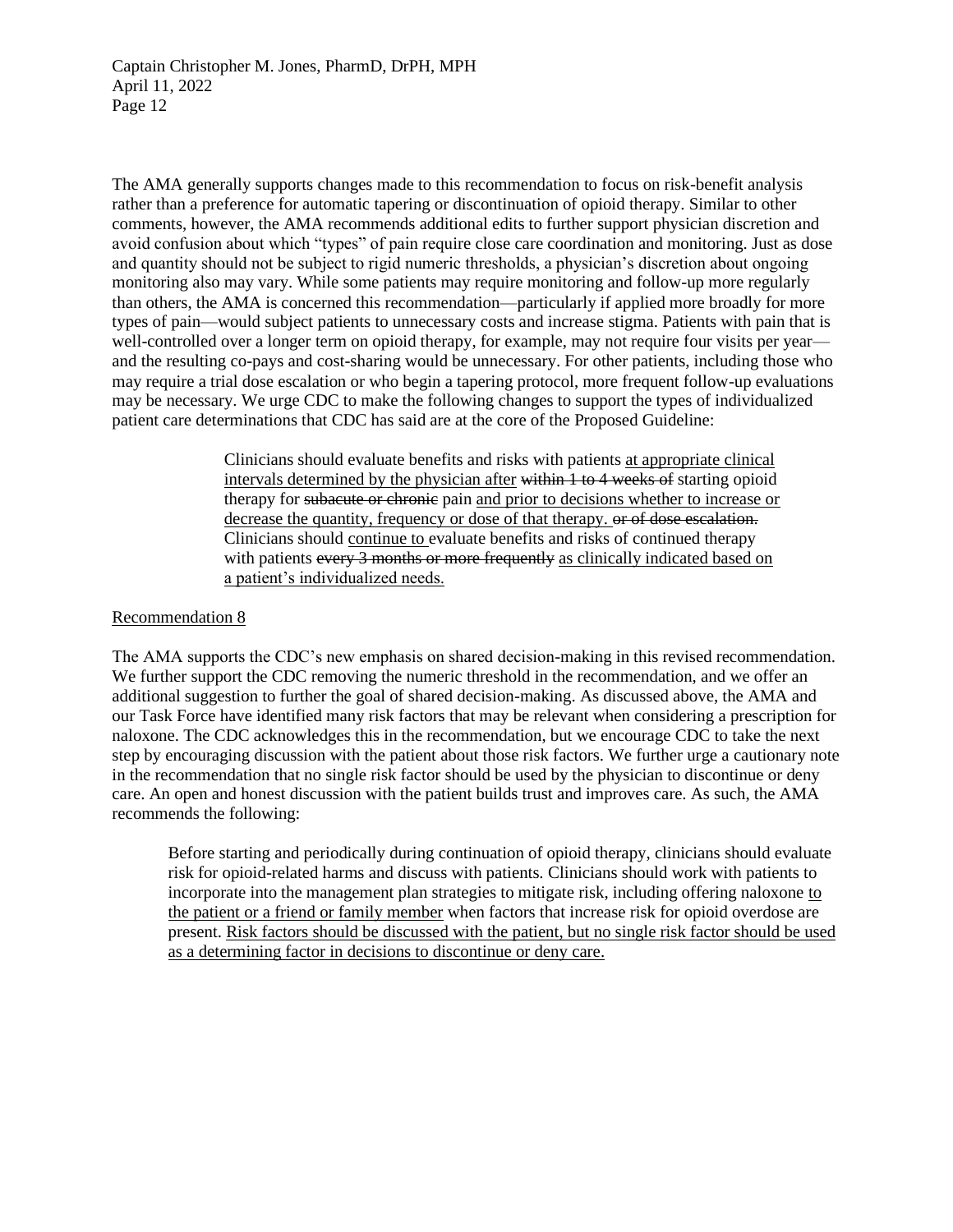The AMA generally supports changes made to this recommendation to focus on risk-benefit analysis rather than a preference for automatic tapering or discontinuation of opioid therapy. Similar to other comments, however, the AMA recommends additional edits to further support physician discretion and avoid confusion about which "types" of pain require close care coordination and monitoring. Just as dose and quantity should not be subject to rigid numeric thresholds, a physician's discretion about ongoing monitoring also may vary. While some patients may require monitoring and follow-up more regularly than others, the AMA is concerned this recommendation—particularly if applied more broadly for more types of pain—would subject patients to unnecessary costs and increase stigma. Patients with pain that is well-controlled over a longer term on opioid therapy, for example, may not require four visits per year—and the resulting co-pays and cost-sharing would be unnecessary. For other patients, including those who may require a trial dose escalation or who begin a tapering protocol, more frequent follow-up evaluations may be necessary. We urge CDC to make the following changes to support the types of individualized patient care determinations that CDC has said are at the core of the Proposed Guideline:

> Clinicians should evaluate benefits and risks with patients <u>at appropriate clinical intervals determined by the physician after</u> ~~within 1 to 4 weeks of~~ starting opioid therapy for ~~subacute or chronic~~ pain <u>and prior to decisions whether to increase or decrease the quantity, frequency or dose of that therapy.</u> ~~or of dose escalation.~~ Clinicians should <u>continue to</u> evaluate benefits and risks of continued therapy with patients ~~every 3 months or more frequently~~ <u>as clinically indicated based on a patient's individualized needs.</u>

<u>Recommendation 8</u>

The AMA supports the CDC's new emphasis on shared decision-making in this revised recommendation. We further support the CDC removing the numeric threshold in the recommendation, and we offer an additional suggestion to further the goal of shared decision-making. As discussed above, the AMA and our Task Force have identified many risk factors that may be relevant when considering a prescription for naloxone. The CDC acknowledges this in the recommendation, but we encourage CDC to take the next step by encouraging discussion with the patient about those risk factors. We further urge a cautionary note in the recommendation that no single risk factor should be used by the physician to discontinue or deny care. An open and honest discussion with the patient builds trust and improves care. As such, the AMA recommends the following:

> Before starting and periodically during continuation of opioid therapy, clinicians should evaluate risk for opioid-related harms and discuss with patients. Clinicians should work with patients to incorporate into the management plan strategies to mitigate risk, including offering naloxone <u>to the patient or a friend or family member</u> when factors that increase risk for opioid overdose are present. <u>Risk factors should be discussed with the patient, but no single risk factor should be used as a determining factor in decisions to discontinue or deny care.</u>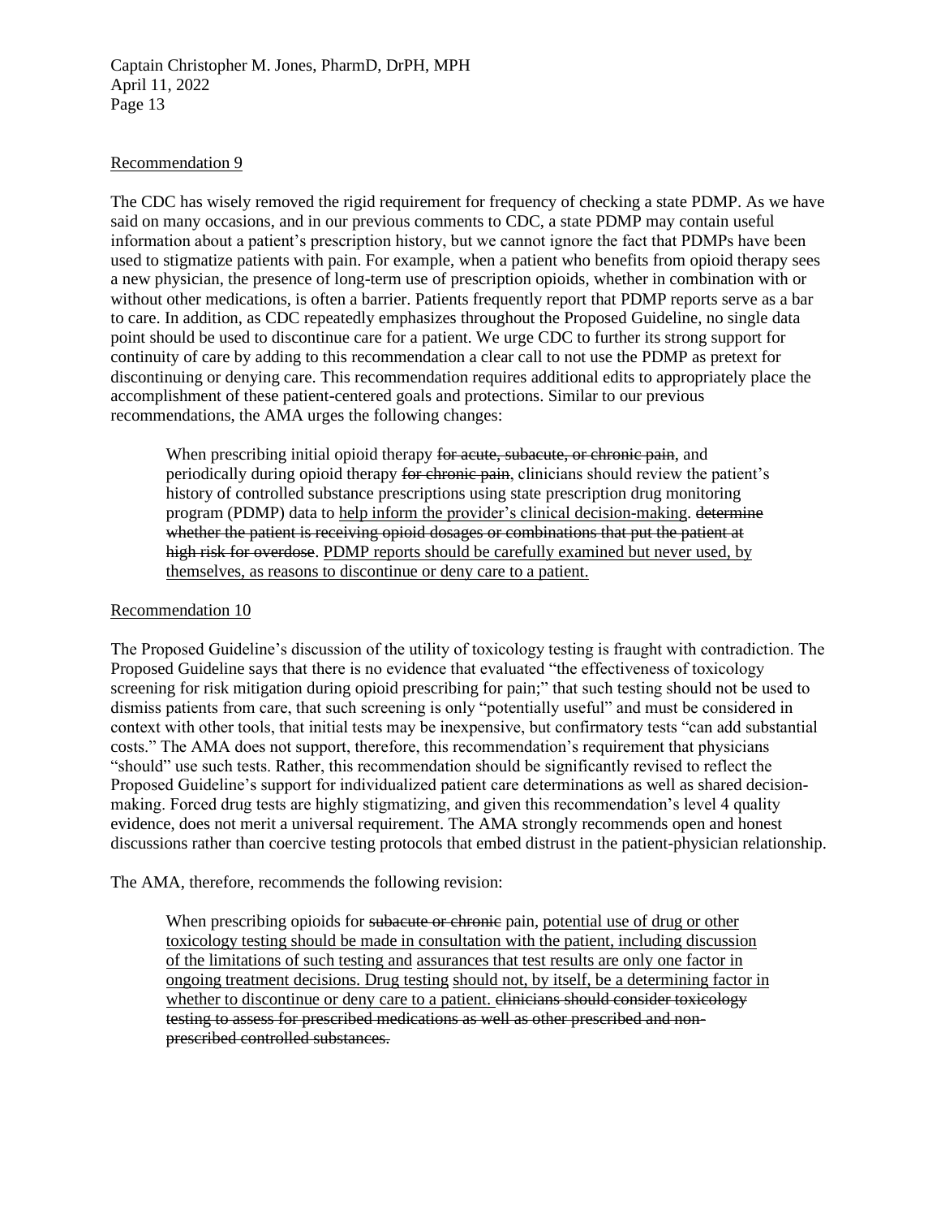<u>Recommendation 9</u>

The CDC has wisely removed the rigid requirement for frequency of checking a state PDMP. As we have said on many occasions, and in our previous comments to CDC, a state PDMP may contain useful information about a patient's prescription history, but we cannot ignore the fact that PDMPs have been used to stigmatize patients with pain. For example, when a patient who benefits from opioid therapy sees a new physician, the presence of long-term use of prescription opioids, whether in combination with or without other medications, is often a barrier. Patients frequently report that PDMP reports serve as a bar to care. In addition, as CDC repeatedly emphasizes throughout the Proposed Guideline, no single data point should be used to discontinue care for a patient. We urge CDC to further its strong support for continuity of care by adding to this recommendation a clear call to not use the PDMP as pretext for discontinuing or denying care. This recommendation requires additional edits to appropriately place the accomplishment of these patient-centered goals and protections. Similar to our previous recommendations, the AMA urges the following changes:

> When prescribing initial opioid therapy ~~for acute, subacute, or chronic pain~~, and periodically during opioid therapy ~~for chronic pain~~, clinicians should review the patient's history of controlled substance prescriptions using state prescription drug monitoring program (PDMP) data to <u>help inform the provider's clinical decision-making</u>. ~~determine whether the patient is receiving opioid dosages or combinations that put the patient at high risk for overdose~~. <u>PDMP reports should be carefully examined but never used, by themselves, as reasons to discontinue or deny care to a patient.</u>

<u>Recommendation 10</u>

The Proposed Guideline's discussion of the utility of toxicology testing is fraught with contradiction. The Proposed Guideline says that there is no evidence that evaluated "the effectiveness of toxicology screening for risk mitigation during opioid prescribing for pain;" that such testing should not be used to dismiss patients from care, that such screening is only "potentially useful" and must be considered in context with other tools, that initial tests may be inexpensive, but confirmatory tests "can add substantial costs." The AMA does not support, therefore, this recommendation's requirement that physicians "should" use such tests. Rather, this recommendation should be significantly revised to reflect the Proposed Guideline's support for individualized patient care determinations as well as shared decision-making. Forced drug tests are highly stigmatizing, and given this recommendation's level 4 quality evidence, does not merit a universal requirement. The AMA strongly recommends open and honest discussions rather than coercive testing protocols that embed distrust in the patient-physician relationship.

The AMA, therefore, recommends the following revision:

> When prescribing opioids for ~~subacute or chronic~~ pain, <u>potential use of drug or other toxicology testing should be made in consultation with the patient, including discussion of the limitations of such testing and</u> <u>assurances</u> <u>that test results are only one factor in ongoing treatment decisions. Drug testing</u> <u>should not, by itself, be a determining factor in whether to discontinue or deny care to a patient.</u> ~~clinicians should consider toxicology testing to assess for prescribed medications as well as other prescribed and non-prescribed controlled substances.~~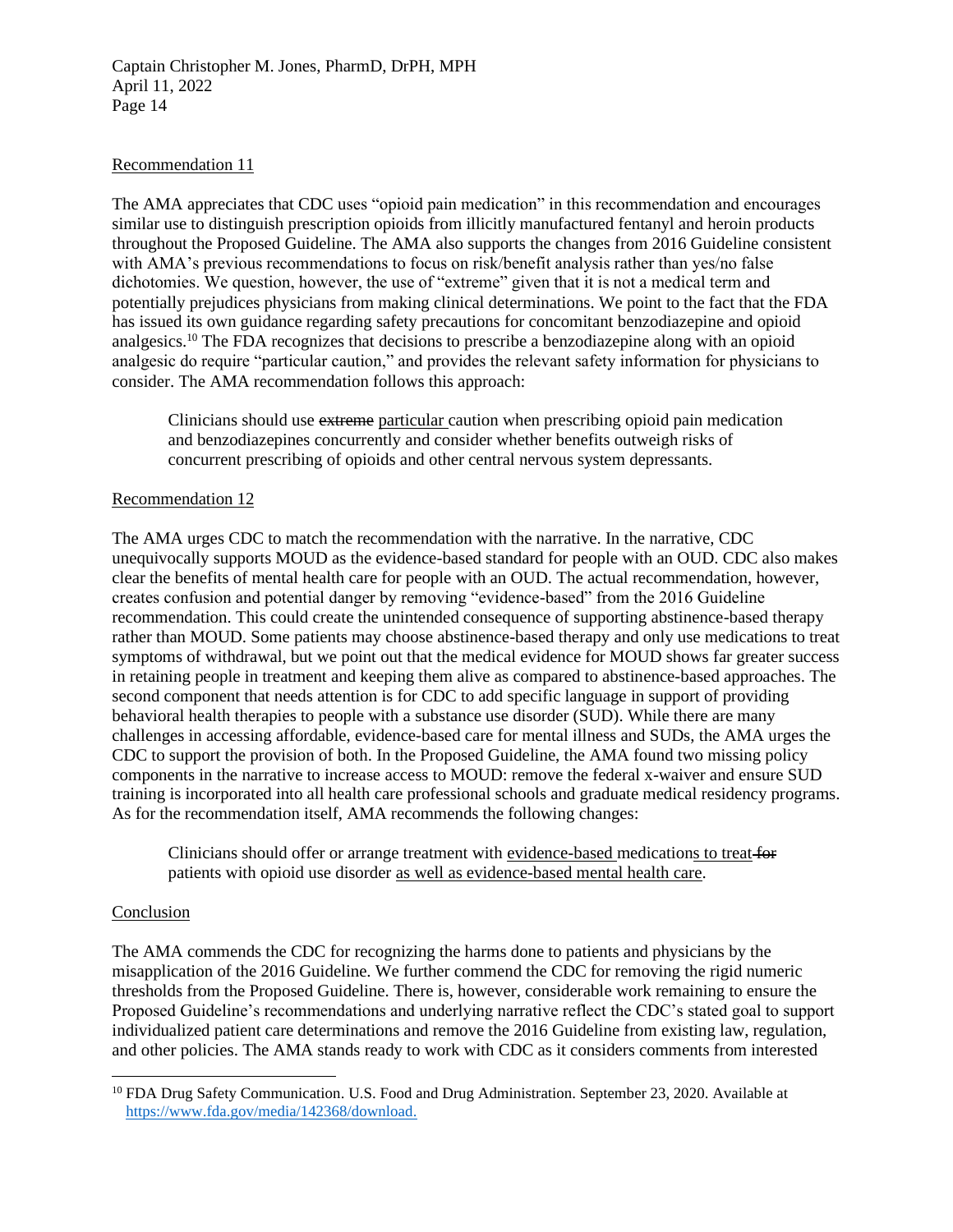Recommendation 11

The AMA appreciates that CDC uses "opioid pain medication" in this recommendation and encourages similar use to distinguish prescription opioids from illicitly manufactured fentanyl and heroin products throughout the Proposed Guideline. The AMA also supports the changes from 2016 Guideline consistent with AMA's previous recommendations to focus on risk/benefit analysis rather than yes/no false dichotomies. We question, however, the use of "extreme" given that it is not a medical term and potentially prejudices physicians from making clinical determinations. We point to the fact that the FDA has issued its own guidance regarding safety precautions for concomitant benzodiazepine and opioid analgesics.[10] The FDA recognizes that decisions to prescribe a benzodiazepine along with an opioid analgesic do require "particular caution," and provides the relevant safety information for physicians to consider. The AMA recommendation follows this approach:

> Clinicians should use ~~extreme~~ <u>particular</u> caution when prescribing opioid pain medication and benzodiazepines concurrently and consider whether benefits outweigh risks of concurrent prescribing of opioids and other central nervous system depressants.

Recommendation 12

The AMA urges CDC to match the recommendation with the narrative. In the narrative, CDC unequivocally supports MOUD as the evidence-based standard for people with an OUD. CDC also makes clear the benefits of mental health care for people with an OUD. The actual recommendation, however, creates confusion and potential danger by removing "evidence-based" from the 2016 Guideline recommendation. This could create the unintended consequence of supporting abstinence-based therapy rather than MOUD. Some patients may choose abstinence-based therapy and only use medications to treat symptoms of withdrawal, but we point out that the medical evidence for MOUD shows far greater success in retaining people in treatment and keeping them alive as compared to abstinence-based approaches. The second component that needs attention is for CDC to add specific language in support of providing behavioral health therapies to people with a substance use disorder (SUD). While there are many challenges in accessing affordable, evidence-based care for mental illness and SUDs, the AMA urges the CDC to support the provision of both. In the Proposed Guideline, the AMA found two missing policy components in the narrative to increase access to MOUD: remove the federal x-waiver and ensure SUD training is incorporated into all health care professional schools and graduate medical residency programs. As for the recommendation itself, AMA recommends the following changes:

> Clinicians should offer or arrange treatment with <u>evidence-based</u> medication<u>s to treat</u> ~~for~~ patients with opioid use disorder <u>as well as evidence-based mental health care</u>.

Conclusion

The AMA commends the CDC for recognizing the harms done to patients and physicians by the misapplication of the 2016 Guideline. We further commend the CDC for removing the rigid numeric thresholds from the Proposed Guideline. There is, however, considerable work remaining to ensure the Proposed Guideline's recommendations and underlying narrative reflect the CDC's stated goal to support individualized patient care determinations and remove the 2016 Guideline from existing law, regulation, and other policies. The AMA stands ready to work with CDC as it considers comments from interested

---

[10] FDA Drug Safety Communication. U.S. Food and Drug Administration. September 23, 2020. Available at https://www.fda.gov/media/142368/download.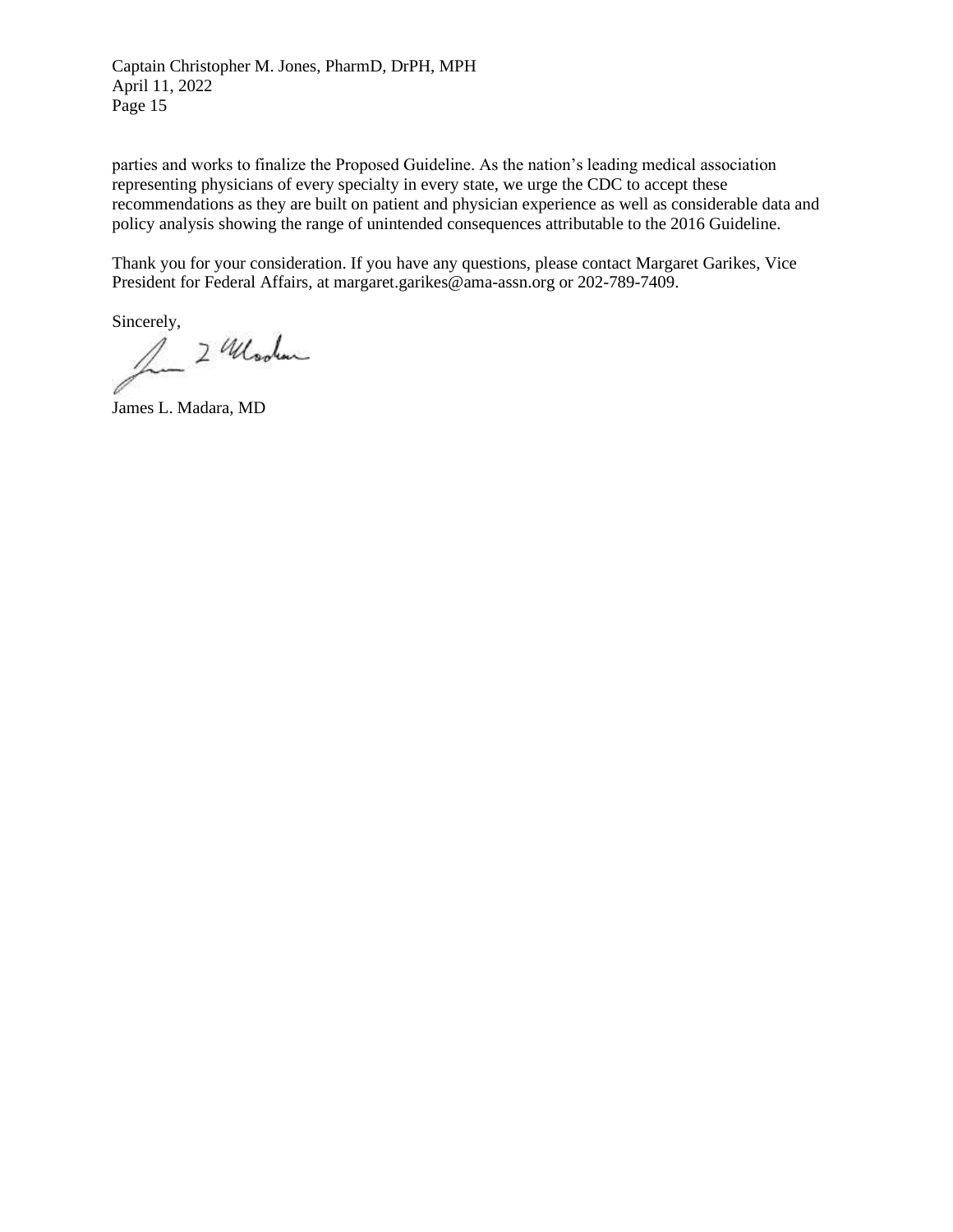parties and works to finalize the Proposed Guideline. As the nation's leading medical association representing physicians of every specialty in every state, we urge the CDC to accept these recommendations as they are built on patient and physician experience as well as considerable data and policy analysis showing the range of unintended consequences attributable to the 2016 Guideline.

Thank you for your consideration. If you have any questions, please contact Margaret Garikes, Vice President for Federal Affairs, at margaret.garikes@ama-assn.org or 202-789-7409.

Sincerely,

James L. Madara, MD